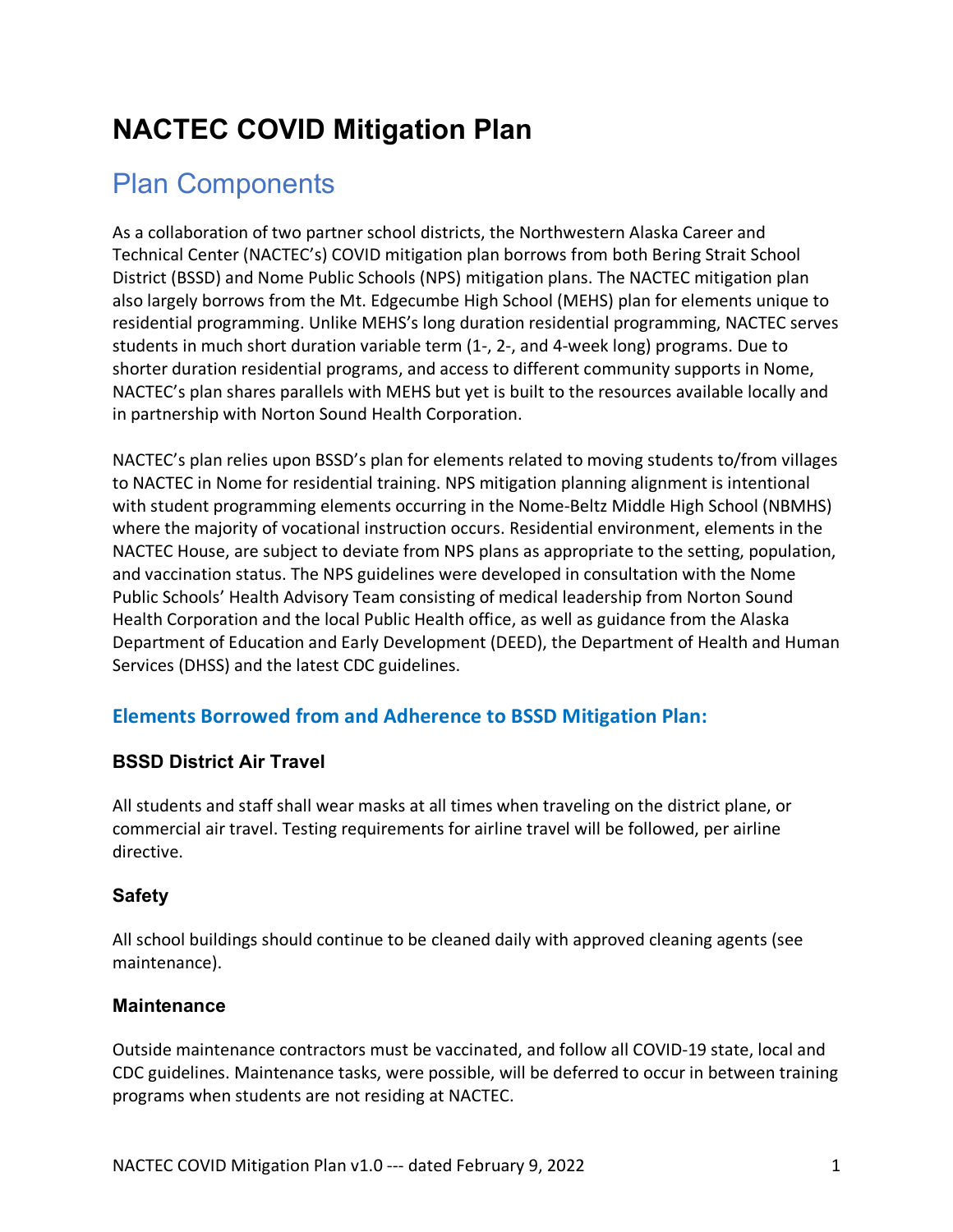# NACTEC COVID Mitigation Plan

## Plan Components

As a collaboration of two partner school districts, the Northwestern Alaska Career and Technical Center (NACTEC's) COVID mitigation plan borrows from both Bering Strait School District (BSSD) and Nome Public Schools (NPS) mitigation plans. The NACTEC mitigation plan also largely borrows from the Mt. Edgecumbe High School (MEHS) plan for elements unique to residential programming. Unlike MEHS's long duration residential programming, NACTEC serves students in much short duration variable term (1-, 2-, and 4-week long) programs. Due to shorter duration residential programs, and access to different community supports in Nome, NACTEC's plan shares parallels with MEHS but yet is built to the resources available locally and in partnership with Norton Sound Health Corporation.

NACTEC's plan relies upon BSSD's plan for elements related to moving students to/from villages to NACTEC in Nome for residential training. NPS mitigation planning alignment is intentional with student programming elements occurring in the Nome-Beltz Middle High School (NBMHS) where the majority of vocational instruction occurs. Residential environment, elements in the NACTEC House, are subject to deviate from NPS plans as appropriate to the setting, population, and vaccination status. The NPS guidelines were developed in consultation with the Nome Public Schools' Health Advisory Team consisting of medical leadership from Norton Sound Health Corporation and the local Public Health office, as well as guidance from the Alaska Department of Education and Early Development (DEED), the Department of Health and Human Services (DHSS) and the latest CDC guidelines.

### Elements Borrowed from and Adherence to BSSD Mitigation Plan:

#### BSSD District Air Travel

All students and staff shall wear masks at all times when traveling on the district plane, or commercial air travel. Testing requirements for airline travel will be followed, per airline directive.

#### Safety

All school buildings should continue to be cleaned daily with approved cleaning agents (see maintenance).

#### Maintenance

Outside maintenance contractors must be vaccinated, and follow all COVID-19 state, local and CDC guidelines. Maintenance tasks, were possible, will be deferred to occur in between training programs when students are not residing at NACTEC.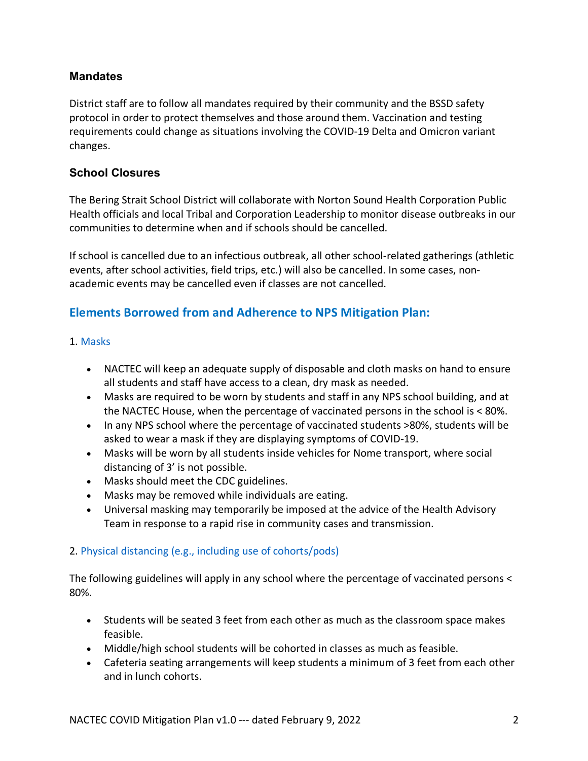### Mandates

District staff are to follow all mandates required by their community and the BSSD safety protocol in order to protect themselves and those around them. Vaccination and testing requirements could change as situations involving the COVID-19 Delta and Omicron variant changes.

### School Closures

The Bering Strait School District will collaborate with Norton Sound Health Corporation Public Health officials and local Tribal and Corporation Leadership to monitor disease outbreaks in our communities to determine when and if schools should be cancelled.

If school is cancelled due to an infectious outbreak, all other school-related gatherings (athletic events, after school activities, field trips, etc.) will also be cancelled. In some cases, non-academic events may be cancelled even if classes are not cancelled.

## Elements Borrowed from and Adherence to NPS Mitigation Plan:

1. Masks

- NACTEC will keep an adequate supply of disposable and cloth masks on hand to ensure all students and staff have access to a clean, dry mask as needed.
- Masks are required to be worn by students and staff in any NPS school building, and at the NACTEC House, when the percentage of vaccinated persons in the school is < 80%.
- In any NPS school where the percentage of vaccinated students >80%, students will be asked to wear a mask if they are displaying symptoms of COVID-19.
- Masks will be worn by all students inside vehicles for Nome transport, where social distancing of 3' is not possible.
- Masks should meet the CDC guidelines.
- Masks may be removed while individuals are eating.
- Universal masking may temporarily be imposed at the advice of the Health Advisory Team in response to a rapid rise in community cases and transmission.

2. Physical distancing (e.g., including use of cohorts/pods)

The following guidelines will apply in any school where the percentage of vaccinated persons < 80%.

- Students will be seated 3 feet from each other as much as the classroom space makes feasible.
- Middle/high school students will be cohorted in classes as much as feasible.
- Cafeteria seating arrangements will keep students a minimum of 3 feet from each other and in lunch cohorts.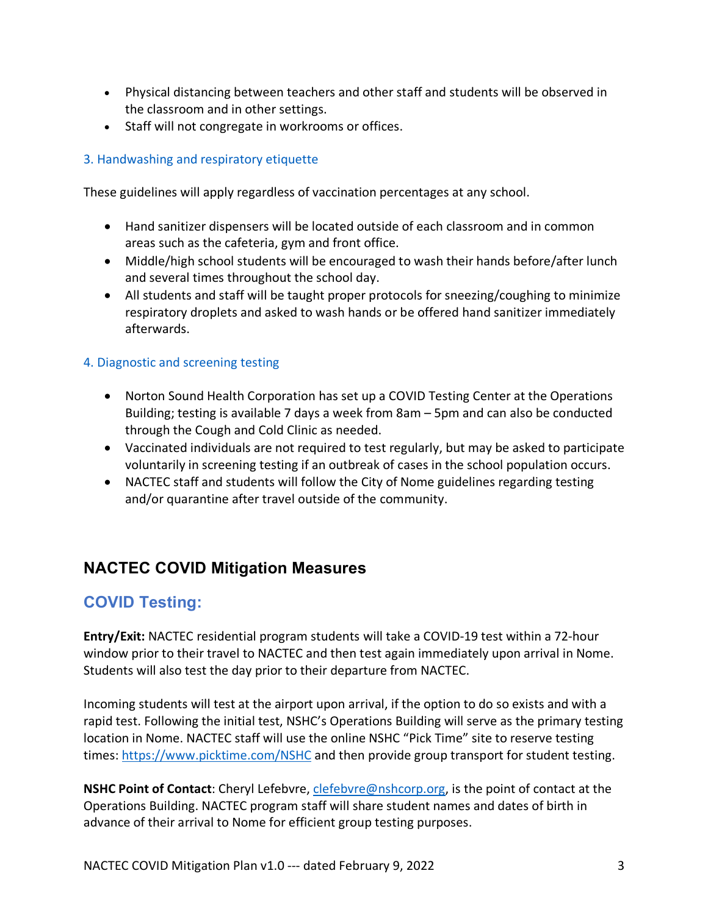- Physical distancing between teachers and other staff and students will be observed in the classroom and in other settings.
- Staff will not congregate in workrooms or offices.

### 3. Handwashing and respiratory etiquette

These guidelines will apply regardless of vaccination percentages at any school.

- Hand sanitizer dispensers will be located outside of each classroom and in common areas such as the cafeteria, gym and front office.
- Middle/high school students will be encouraged to wash their hands before/after lunch and several times throughout the school day.
- All students and staff will be taught proper protocols for sneezing/coughing to minimize respiratory droplets and asked to wash hands or be offered hand sanitizer immediately afterwards.

### 4. Diagnostic and screening testing

- Norton Sound Health Corporation has set up a COVID Testing Center at the Operations Building; testing is available 7 days a week from 8am – 5pm and can also be conducted through the Cough and Cold Clinic as needed.
- Vaccinated individuals are not required to test regularly, but may be asked to participate voluntarily in screening testing if an outbreak of cases in the school population occurs.
- NACTEC staff and students will follow the City of Nome guidelines regarding testing and/or quarantine after travel outside of the community.

## NACTEC COVID Mitigation Measures

## COVID Testing:

**Entry/Exit:** NACTEC residential program students will take a COVID-19 test within a 72-hour window prior to their travel to NACTEC and then test again immediately upon arrival in Nome. Students will also test the day prior to their departure from NACTEC.

Incoming students will test at the airport upon arrival, if the option to do so exists and with a rapid test. Following the initial test, NSHC's Operations Building will serve as the primary testing location in Nome. NACTEC staff will use the online NSHC "Pick Time" site to reserve testing times: https://www.picktime.com/NSHC and then provide group transport for student testing.

**NSHC Point of Contact**: Cheryl Lefebvre, clefebvre@nshcorp.org, is the point of contact at the Operations Building. NACTEC program staff will share student names and dates of birth in advance of their arrival to Nome for efficient group testing purposes.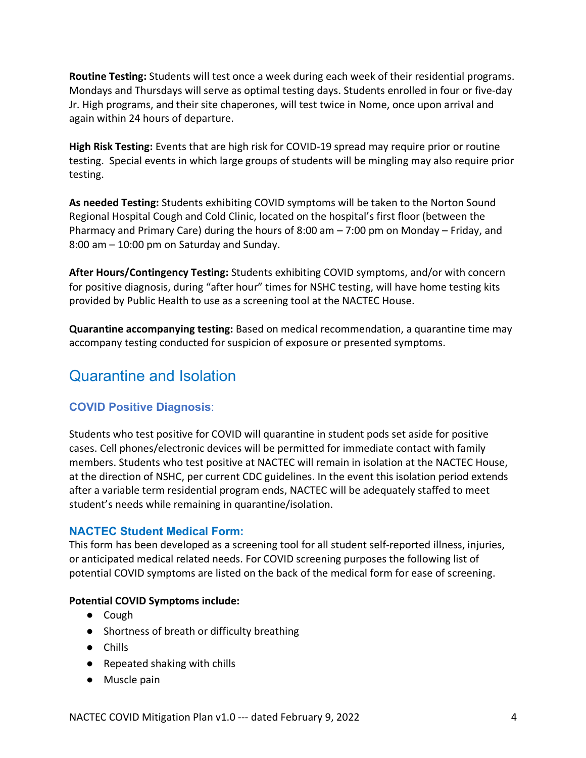**Routine Testing:** Students will test once a week during each week of their residential programs. Mondays and Thursdays will serve as optimal testing days. Students enrolled in four or five-day Jr. High programs, and their site chaperones, will test twice in Nome, once upon arrival and again within 24 hours of departure.

**High Risk Testing:** Events that are high risk for COVID-19 spread may require prior or routine testing. Special events in which large groups of students will be mingling may also require prior testing.

**As needed Testing:** Students exhibiting COVID symptoms will be taken to the Norton Sound Regional Hospital Cough and Cold Clinic, located on the hospital's first floor (between the Pharmacy and Primary Care) during the hours of 8:00 am – 7:00 pm on Monday – Friday, and 8:00 am – 10:00 pm on Saturday and Sunday.

**After Hours/Contingency Testing:** Students exhibiting COVID symptoms, and/or with concern for positive diagnosis, during "after hour" times for NSHC testing, will have home testing kits provided by Public Health to use as a screening tool at the NACTEC House.

**Quarantine accompanying testing:** Based on medical recommendation, a quarantine time may accompany testing conducted for suspicion of exposure or presented symptoms.

## Quarantine and Isolation

### COVID Positive Diagnosis:

Students who test positive for COVID will quarantine in student pods set aside for positive cases. Cell phones/electronic devices will be permitted for immediate contact with family members. Students who test positive at NACTEC will remain in isolation at the NACTEC House, at the direction of NSHC, per current CDC guidelines. In the event this isolation period extends after a variable term residential program ends, NACTEC will be adequately staffed to meet student's needs while remaining in quarantine/isolation.

### NACTEC Student Medical Form:

This form has been developed as a screening tool for all student self-reported illness, injuries, or anticipated medical related needs. For COVID screening purposes the following list of potential COVID symptoms are listed on the back of the medical form for ease of screening.

**Potential COVID Symptoms include:**

- Cough
- Shortness of breath or difficulty breathing
- Chills
- Repeated shaking with chills
- Muscle pain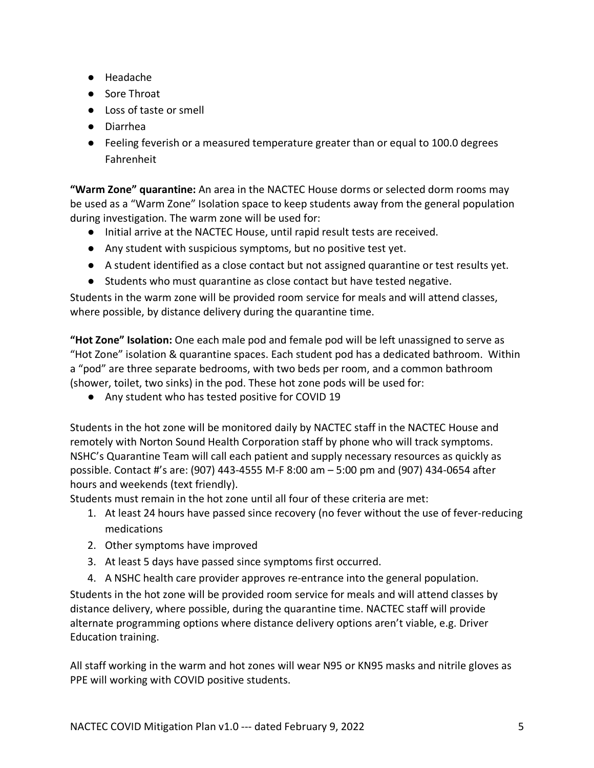- Headache
- Sore Throat
- Loss of taste or smell
- Diarrhea
- Feeling feverish or a measured temperature greater than or equal to 100.0 degrees Fahrenheit

**"Warm Zone" quarantine:** An area in the NACTEC House dorms or selected dorm rooms may be used as a "Warm Zone" Isolation space to keep students away from the general population during investigation. The warm zone will be used for:

- Initial arrive at the NACTEC House, until rapid result tests are received.
- Any student with suspicious symptoms, but no positive test yet.
- A student identified as a close contact but not assigned quarantine or test results yet.
- Students who must quarantine as close contact but have tested negative.

Students in the warm zone will be provided room service for meals and will attend classes, where possible, by distance delivery during the quarantine time.

**"Hot Zone" Isolation:** One each male pod and female pod will be left unassigned to serve as "Hot Zone" isolation & quarantine spaces. Each student pod has a dedicated bathroom. Within a "pod" are three separate bedrooms, with two beds per room, and a common bathroom (shower, toilet, two sinks) in the pod. These hot zone pods will be used for:

- Any student who has tested positive for COVID 19

Students in the hot zone will be monitored daily by NACTEC staff in the NACTEC House and remotely with Norton Sound Health Corporation staff by phone who will track symptoms. NSHC's Quarantine Team will call each patient and supply necessary resources as quickly as possible. Contact #'s are: (907) 443-4555 M-F 8:00 am – 5:00 pm and (907) 434-0654 after hours and weekends (text friendly).

Students must remain in the hot zone until all four of these criteria are met:

1. At least 24 hours have passed since recovery (no fever without the use of fever-reducing medications
2. Other symptoms have improved
3. At least 5 days have passed since symptoms first occurred.
4. A NSHC health care provider approves re-entrance into the general population.

Students in the hot zone will be provided room service for meals and will attend classes by distance delivery, where possible, during the quarantine time. NACTEC staff will provide alternate programming options where distance delivery options aren't viable, e.g. Driver Education training.

All staff working in the warm and hot zones will wear N95 or KN95 masks and nitrile gloves as PPE will working with COVID positive students.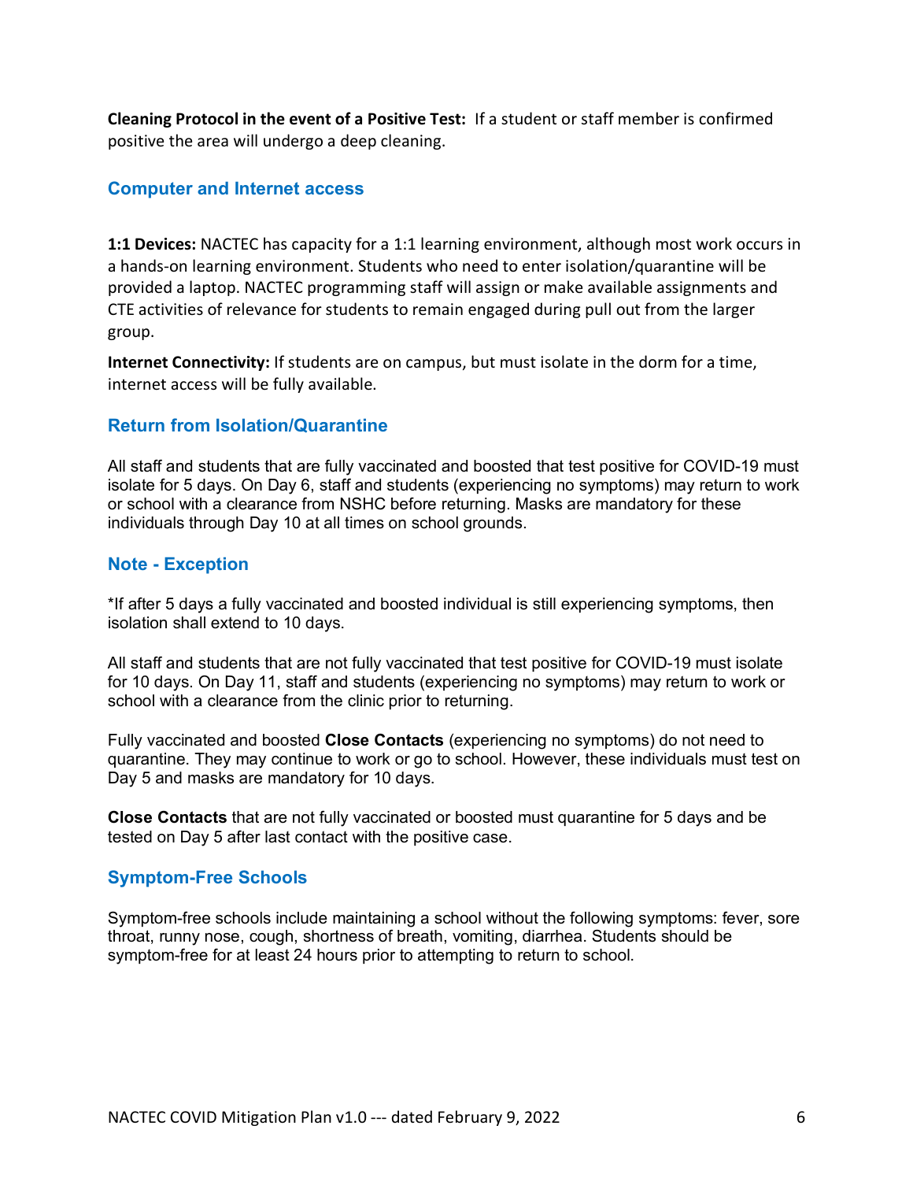**Cleaning Protocol in the event of a Positive Test:** If a student or staff member is confirmed positive the area will undergo a deep cleaning.

## Computer and Internet access

**1:1 Devices:** NACTEC has capacity for a 1:1 learning environment, although most work occurs in a hands-on learning environment. Students who need to enter isolation/quarantine will be provided a laptop. NACTEC programming staff will assign or make available assignments and CTE activities of relevance for students to remain engaged during pull out from the larger group.

**Internet Connectivity:** If students are on campus, but must isolate in the dorm for a time, internet access will be fully available.

## Return from Isolation/Quarantine

All staff and students that are fully vaccinated and boosted that test positive for COVID-19 must isolate for 5 days. On Day 6, staff and students (experiencing no symptoms) may return to work or school with a clearance from NSHC before returning. Masks are mandatory for these individuals through Day 10 at all times on school grounds.

## Note - Exception

*If after 5 days a fully vaccinated and boosted individual is still experiencing symptoms, then isolation shall extend to 10 days.

All staff and students that are not fully vaccinated that test positive for COVID-19 must isolate for 10 days. On Day 11, staff and students (experiencing no symptoms) may return to work or school with a clearance from the clinic prior to returning.

Fully vaccinated and boosted **Close Contacts** (experiencing no symptoms) do not need to quarantine. They may continue to work or go to school. However, these individuals must test on Day 5 and masks are mandatory for 10 days.

**Close Contacts** that are not fully vaccinated or boosted must quarantine for 5 days and be tested on Day 5 after last contact with the positive case.

## Symptom-Free Schools

Symptom-free schools include maintaining a school without the following symptoms: fever, sore throat, runny nose, cough, shortness of breath, vomiting, diarrhea. Students should be symptom-free for at least 24 hours prior to attempting to return to school.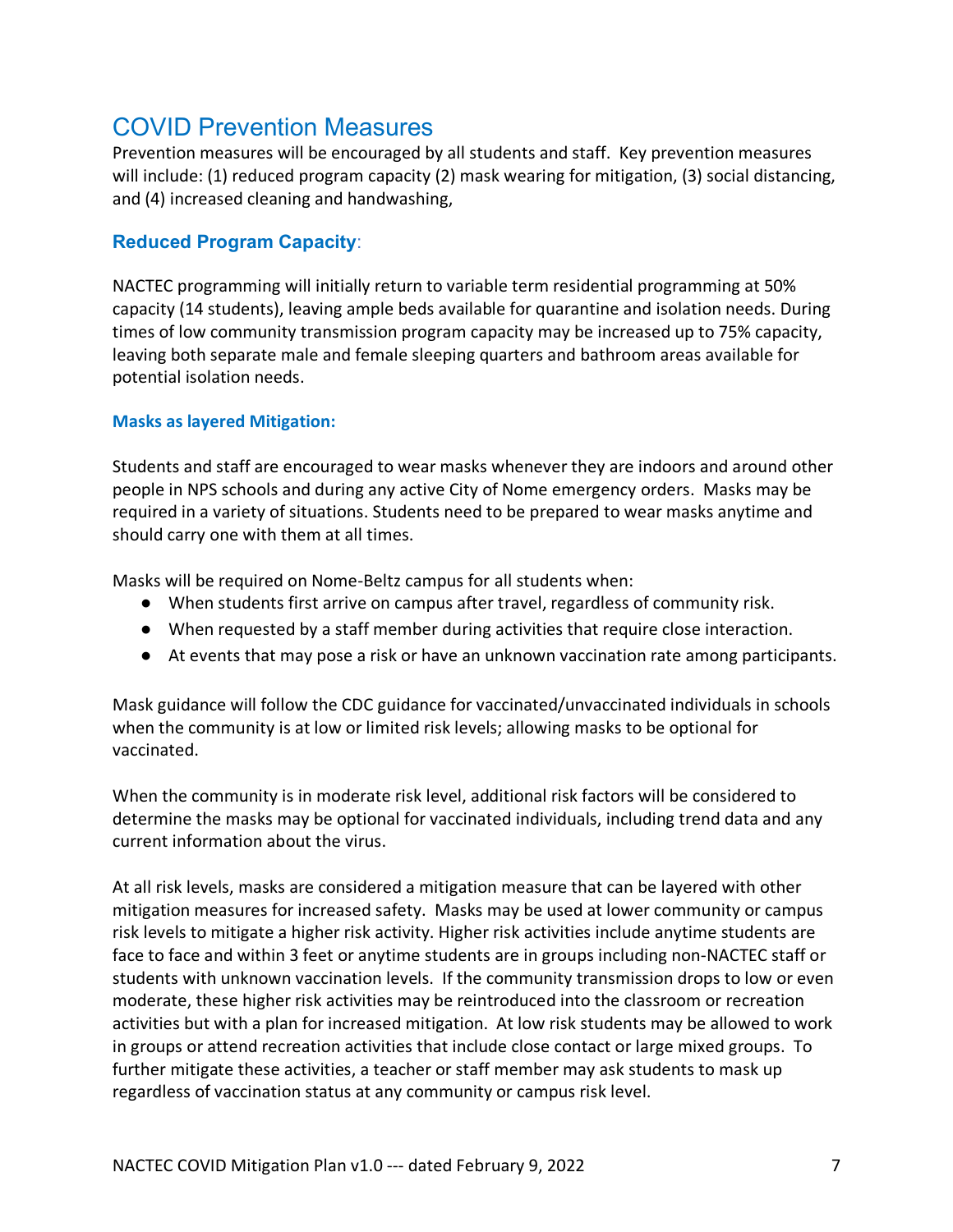## COVID Prevention Measures

Prevention measures will be encouraged by all students and staff. Key prevention measures will include: (1) reduced program capacity (2) mask wearing for mitigation, (3) social distancing, and (4) increased cleaning and handwashing,

### Reduced Program Capacity:

NACTEC programming will initially return to variable term residential programming at 50% capacity (14 students), leaving ample beds available for quarantine and isolation needs. During times of low community transmission program capacity may be increased up to 75% capacity, leaving both separate male and female sleeping quarters and bathroom areas available for potential isolation needs.

#### Masks as layered Mitigation:

Students and staff are encouraged to wear masks whenever they are indoors and around other people in NPS schools and during any active City of Nome emergency orders. Masks may be required in a variety of situations. Students need to be prepared to wear masks anytime and should carry one with them at all times.

Masks will be required on Nome-Beltz campus for all students when:

- When students first arrive on campus after travel, regardless of community risk.
- When requested by a staff member during activities that require close interaction.
- At events that may pose a risk or have an unknown vaccination rate among participants.

Mask guidance will follow the CDC guidance for vaccinated/unvaccinated individuals in schools when the community is at low or limited risk levels; allowing masks to be optional for vaccinated.

When the community is in moderate risk level, additional risk factors will be considered to determine the masks may be optional for vaccinated individuals, including trend data and any current information about the virus.

At all risk levels, masks are considered a mitigation measure that can be layered with other mitigation measures for increased safety. Masks may be used at lower community or campus risk levels to mitigate a higher risk activity. Higher risk activities include anytime students are face to face and within 3 feet or anytime students are in groups including non-NACTEC staff or students with unknown vaccination levels. If the community transmission drops to low or even moderate, these higher risk activities may be reintroduced into the classroom or recreation activities but with a plan for increased mitigation. At low risk students may be allowed to work in groups or attend recreation activities that include close contact or large mixed groups. To further mitigate these activities, a teacher or staff member may ask students to mask up regardless of vaccination status at any community or campus risk level.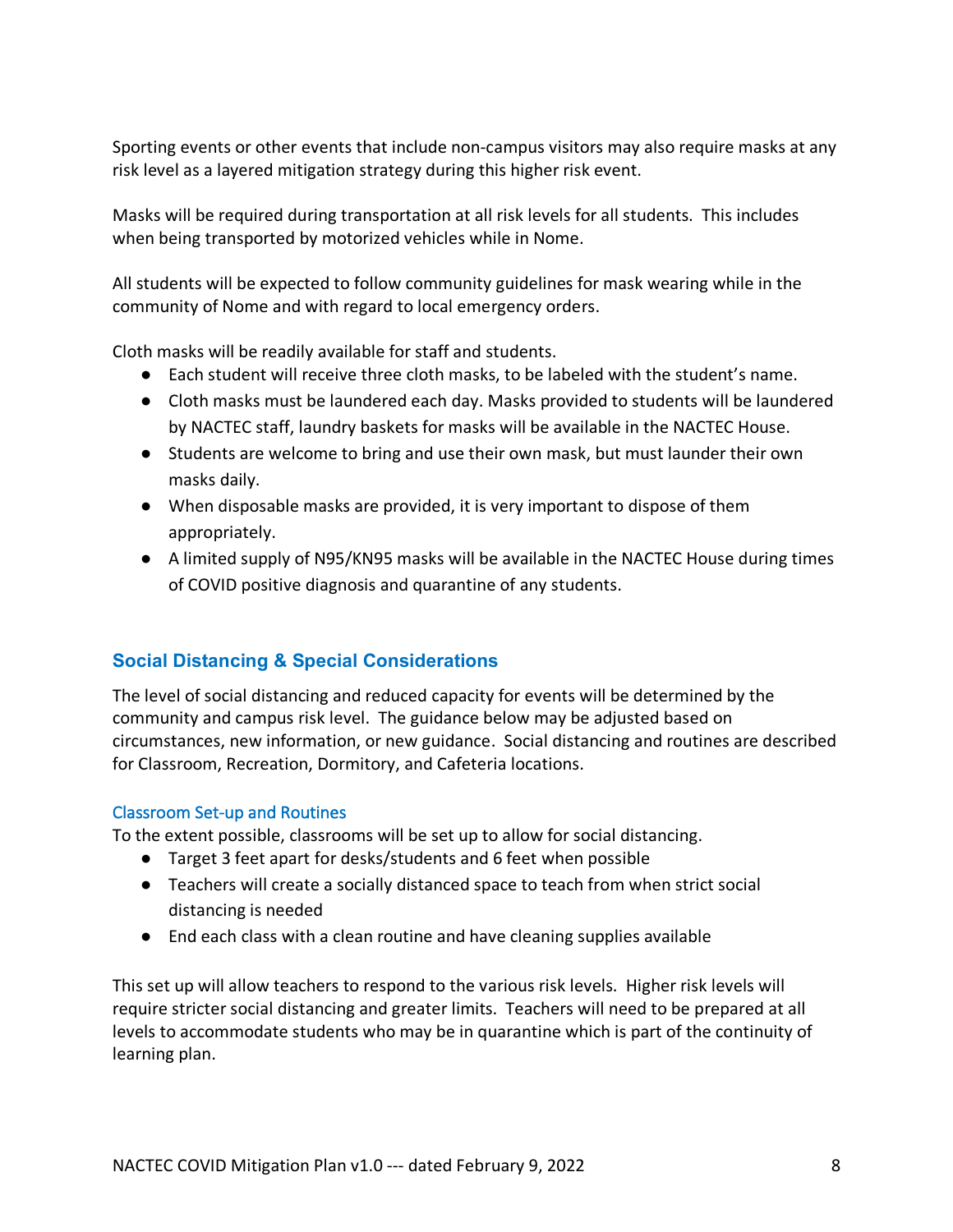Sporting events or other events that include non-campus visitors may also require masks at any risk level as a layered mitigation strategy during this higher risk event.

Masks will be required during transportation at all risk levels for all students. This includes when being transported by motorized vehicles while in Nome.

All students will be expected to follow community guidelines for mask wearing while in the community of Nome and with regard to local emergency orders.

Cloth masks will be readily available for staff and students.

- Each student will receive three cloth masks, to be labeled with the student's name.
- Cloth masks must be laundered each day. Masks provided to students will be laundered by NACTEC staff, laundry baskets for masks will be available in the NACTEC House.
- Students are welcome to bring and use their own mask, but must launder their own masks daily.
- When disposable masks are provided, it is very important to dispose of them appropriately.
- A limited supply of N95/KN95 masks will be available in the NACTEC House during times of COVID positive diagnosis and quarantine of any students.

## Social Distancing & Special Considerations

The level of social distancing and reduced capacity for events will be determined by the community and campus risk level. The guidance below may be adjusted based on circumstances, new information, or new guidance. Social distancing and routines are described for Classroom, Recreation, Dormitory, and Cafeteria locations.

### Classroom Set-up and Routines

To the extent possible, classrooms will be set up to allow for social distancing.

- Target 3 feet apart for desks/students and 6 feet when possible
- Teachers will create a socially distanced space to teach from when strict social distancing is needed
- End each class with a clean routine and have cleaning supplies available

This set up will allow teachers to respond to the various risk levels. Higher risk levels will require stricter social distancing and greater limits. Teachers will need to be prepared at all levels to accommodate students who may be in quarantine which is part of the continuity of learning plan.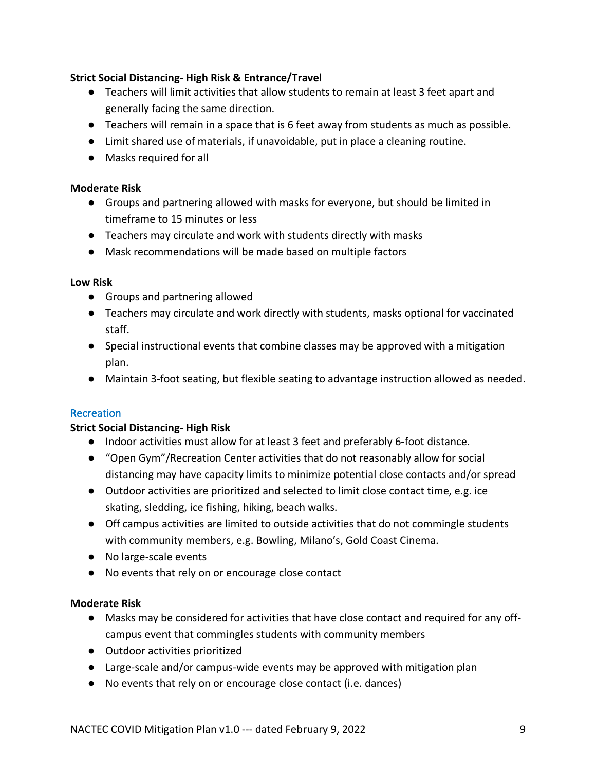**Strict Social Distancing- High Risk & Entrance/Travel**

- Teachers will limit activities that allow students to remain at least 3 feet apart and generally facing the same direction.
- Teachers will remain in a space that is 6 feet away from students as much as possible.
- Limit shared use of materials, if unavoidable, put in place a cleaning routine.
- Masks required for all

**Moderate Risk**

- Groups and partnering allowed with masks for everyone, but should be limited in timeframe to 15 minutes or less
- Teachers may circulate and work with students directly with masks
- Mask recommendations will be made based on multiple factors

**Low Risk**

- Groups and partnering allowed
- Teachers may circulate and work directly with students, masks optional for vaccinated staff.
- Special instructional events that combine classes may be approved with a mitigation plan.
- Maintain 3-foot seating, but flexible seating to advantage instruction allowed as needed.

## Recreation

**Strict Social Distancing- High Risk**

- Indoor activities must allow for at least 3 feet and preferably 6-foot distance.
- "Open Gym"/Recreation Center activities that do not reasonably allow for social distancing may have capacity limits to minimize potential close contacts and/or spread
- Outdoor activities are prioritized and selected to limit close contact time, e.g. ice skating, sledding, ice fishing, hiking, beach walks.
- Off campus activities are limited to outside activities that do not commingle students with community members, e.g. Bowling, Milano's, Gold Coast Cinema.
- No large-scale events
- No events that rely on or encourage close contact

**Moderate Risk**

- Masks may be considered for activities that have close contact and required for any off-campus event that commingles students with community members
- Outdoor activities prioritized
- Large-scale and/or campus-wide events may be approved with mitigation plan
- No events that rely on or encourage close contact (i.e. dances)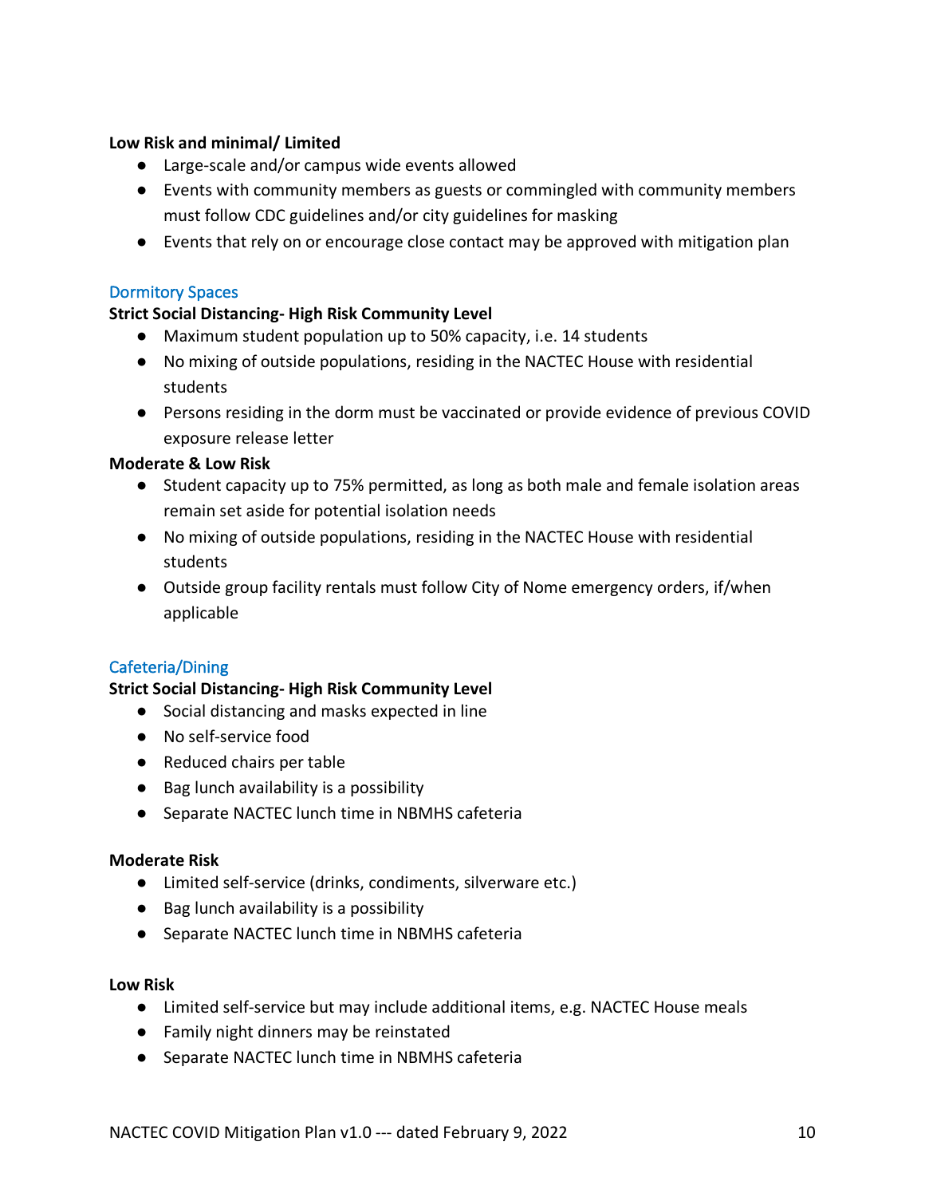**Low Risk and minimal/ Limited**

- Large-scale and/or campus wide events allowed
- Events with community members as guests or commingled with community members must follow CDC guidelines and/or city guidelines for masking
- Events that rely on or encourage close contact may be approved with mitigation plan

### Dormitory Spaces

**Strict Social Distancing- High Risk Community Level**

- Maximum student population up to 50% capacity, i.e. 14 students
- No mixing of outside populations, residing in the NACTEC House with residential students
- Persons residing in the dorm must be vaccinated or provide evidence of previous COVID exposure release letter

**Moderate & Low Risk**

- Student capacity up to 75% permitted, as long as both male and female isolation areas remain set aside for potential isolation needs
- No mixing of outside populations, residing in the NACTEC House with residential students
- Outside group facility rentals must follow City of Nome emergency orders, if/when applicable

### Cafeteria/Dining

**Strict Social Distancing- High Risk Community Level**

- Social distancing and masks expected in line
- No self-service food
- Reduced chairs per table
- Bag lunch availability is a possibility
- Separate NACTEC lunch time in NBMHS cafeteria

**Moderate Risk**

- Limited self-service (drinks, condiments, silverware etc.)
- Bag lunch availability is a possibility
- Separate NACTEC lunch time in NBMHS cafeteria

**Low Risk**

- Limited self-service but may include additional items, e.g. NACTEC House meals
- Family night dinners may be reinstated
- Separate NACTEC lunch time in NBMHS cafeteria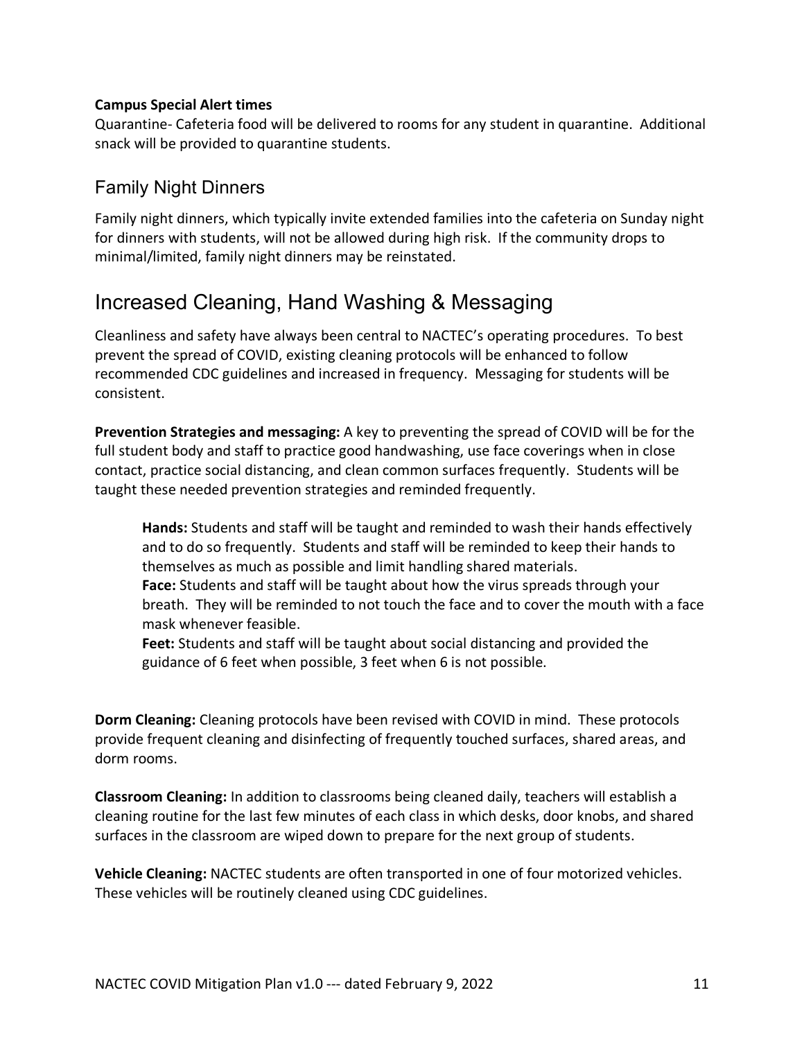**Campus Special Alert times**

Quarantine- Cafeteria food will be delivered to rooms for any student in quarantine. Additional snack will be provided to quarantine students.

## Family Night Dinners

Family night dinners, which typically invite extended families into the cafeteria on Sunday night for dinners with students, will not be allowed during high risk. If the community drops to minimal/limited, family night dinners may be reinstated.

# Increased Cleaning, Hand Washing & Messaging

Cleanliness and safety have always been central to NACTEC's operating procedures. To best prevent the spread of COVID, existing cleaning protocols will be enhanced to follow recommended CDC guidelines and increased in frequency. Messaging for students will be consistent.

**Prevention Strategies and messaging:** A key to preventing the spread of COVID will be for the full student body and staff to practice good handwashing, use face coverings when in close contact, practice social distancing, and clean common surfaces frequently. Students will be taught these needed prevention strategies and reminded frequently.

> **Hands:** Students and staff will be taught and reminded to wash their hands effectively and to do so frequently. Students and staff will be reminded to keep their hands to themselves as much as possible and limit handling shared materials.
> **Face:** Students and staff will be taught about how the virus spreads through your breath. They will be reminded to not touch the face and to cover the mouth with a face mask whenever feasible.
> **Feet:** Students and staff will be taught about social distancing and provided the guidance of 6 feet when possible, 3 feet when 6 is not possible.

**Dorm Cleaning:** Cleaning protocols have been revised with COVID in mind. These protocols provide frequent cleaning and disinfecting of frequently touched surfaces, shared areas, and dorm rooms.

**Classroom Cleaning:** In addition to classrooms being cleaned daily, teachers will establish a cleaning routine for the last few minutes of each class in which desks, door knobs, and shared surfaces in the classroom are wiped down to prepare for the next group of students.

**Vehicle Cleaning:** NACTEC students are often transported in one of four motorized vehicles. These vehicles will be routinely cleaned using CDC guidelines.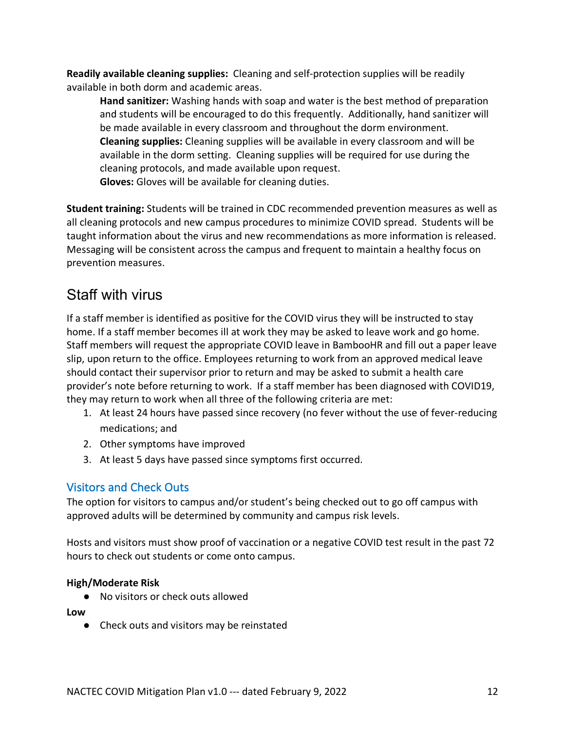**Readily available cleaning supplies:** Cleaning and self-protection supplies will be readily available in both dorm and academic areas.

**Hand sanitizer:** Washing hands with soap and water is the best method of preparation and students will be encouraged to do this frequently. Additionally, hand sanitizer will be made available in every classroom and throughout the dorm environment.

**Cleaning supplies:** Cleaning supplies will be available in every classroom and will be available in the dorm setting. Cleaning supplies will be required for use during the cleaning protocols, and made available upon request.

**Gloves:** Gloves will be available for cleaning duties.

**Student training:** Students will be trained in CDC recommended prevention measures as well as all cleaning protocols and new campus procedures to minimize COVID spread. Students will be taught information about the virus and new recommendations as more information is released. Messaging will be consistent across the campus and frequent to maintain a healthy focus on prevention measures.

# Staff with virus

If a staff member is identified as positive for the COVID virus they will be instructed to stay home. If a staff member becomes ill at work they may be asked to leave work and go home. Staff members will request the appropriate COVID leave in BambooHR and fill out a paper leave slip, upon return to the office. Employees returning to work from an approved medical leave should contact their supervisor prior to return and may be asked to submit a health care provider's note before returning to work. If a staff member has been diagnosed with COVID19, they may return to work when all three of the following criteria are met:

1. At least 24 hours have passed since recovery (no fever without the use of fever-reducing medications; and
2. Other symptoms have improved
3. At least 5 days have passed since symptoms first occurred.

## Visitors and Check Outs

The option for visitors to campus and/or student's being checked out to go off campus with approved adults will be determined by community and campus risk levels.

Hosts and visitors must show proof of vaccination or a negative COVID test result in the past 72 hours to check out students or come onto campus.

**High/Moderate Risk**

- No visitors or check outs allowed

**Low**

- Check outs and visitors may be reinstated